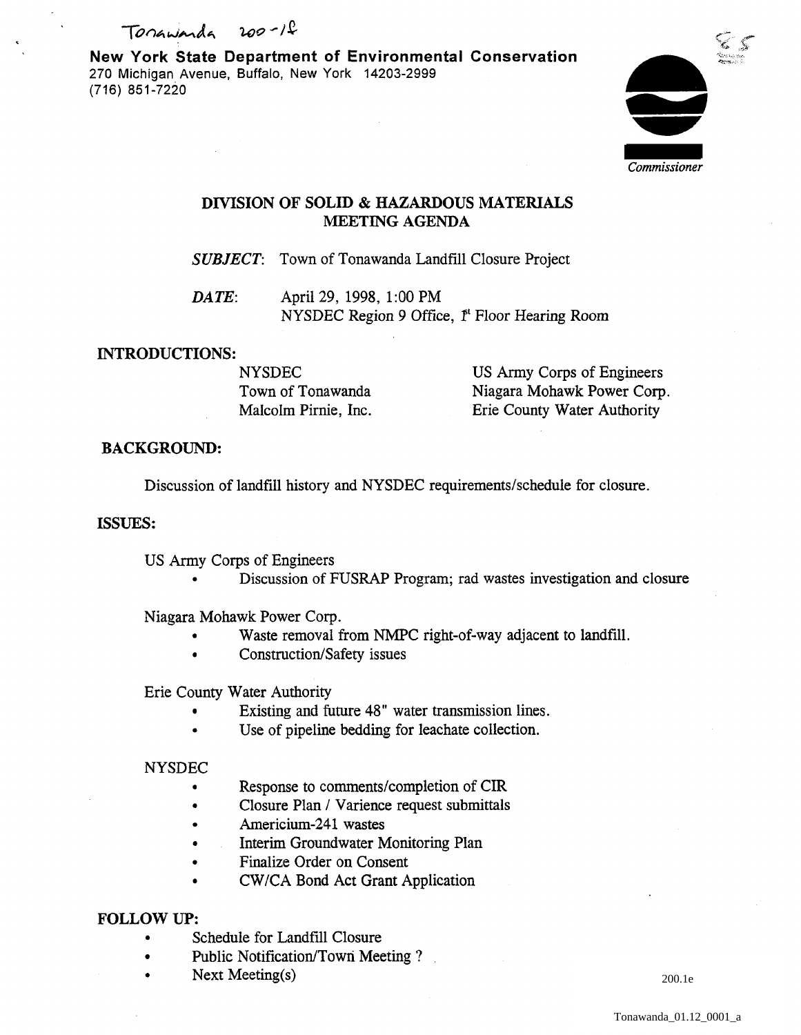Tonawanda 200-1f

**New York State Department of Environmental Conservation**
270 Michigan Avenue, Buffalo, New York 14203-2999
(716) 851-7220

*Commissioner*

## DIVISION OF SOLID & HAZARDOUS MATERIALS
## MEETING AGENDA

***SUBJECT*:** Town of Tonawanda Landfill Closure Project

***DATE*:** April 29, 1998, 1:00 PM
NYSDEC Region 9 Office, 1st Floor Hearing Room

### INTRODUCTIONS:

| | |
|---|---|
| NYSDEC | US Army Corps of Engineers |
| Town of Tonawanda | Niagara Mohawk Power Corp. |
| Malcolm Pirnie, Inc. | Erie County Water Authority |

### BACKGROUND:

Discussion of landfill history and NYSDEC requirements/schedule for closure.

### ISSUES:

US Army Corps of Engineers

- Discussion of FUSRAP Program; rad wastes investigation and closure

Niagara Mohawk Power Corp.

- Waste removal from NMPC right-of-way adjacent to landfill.
- Construction/Safety issues

Erie County Water Authority

- Existing and future 48" water transmission lines.
- Use of pipeline bedding for leachate collection.

NYSDEC

- Response to comments/completion of CIR
- Closure Plan / Varience request submittals
- Americium-241 wastes
- Interim Groundwater Monitoring Plan
- Finalize Order on Consent
- CW/CA Bond Act Grant Application

### FOLLOW UP:

- Schedule for Landfill Closure
- Public Notification/Town Meeting ?
- Next Meeting(s)

200.1e

Tonawanda_01.12_0001_a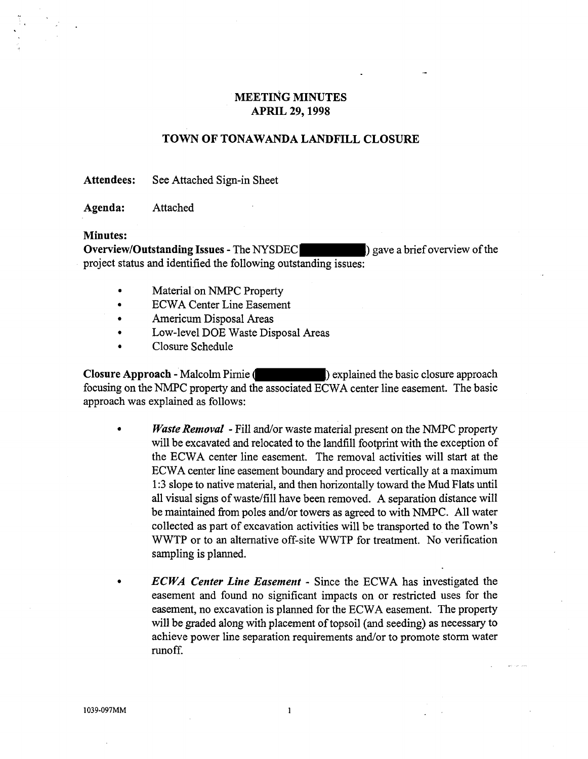# MEETING MINUTES
## APRIL 29, 1998

## TOWN OF TONAWANDA LANDFILL CLOSURE

**Attendees:** See Attached Sign-in Sheet

**Agenda:** Attached

**Minutes:**

**Overview/Outstanding Issues** - The NYSDEC (████████) gave a brief overview of the project status and identified the following outstanding issues:

- Material on NMPC Property
- ECWA Center Line Easement
- Americum Disposal Areas
- Low-level DOE Waste Disposal Areas
- Closure Schedule

**Closure Approach** - Malcolm Pirnie (████████) explained the basic closure approach focusing on the NMPC property and the associated ECWA center line easement. The basic approach was explained as follows:

- ***Waste Removal*** - Fill and/or waste material present on the NMPC property will be excavated and relocated to the landfill footprint with the exception of the ECWA center line easement. The removal activities will start at the ECWA center line easement boundary and proceed vertically at a maximum 1:3 slope to native material, and then horizontally toward the Mud Flats until all visual signs of waste/fill have been removed. A separation distance will be maintained from poles and/or towers as agreed to with NMPC. All water collected as part of excavation activities will be transported to the Town's WWTP or to an alternative off-site WWTP for treatment. No verification sampling is planned.

- ***ECWA Center Line Easement*** - Since the ECWA has investigated the easement and found no significant impacts on or restricted uses for the easement, no excavation is planned for the ECWA easement. The property will be graded along with placement of topsoil (and seeding) as necessary to achieve power line separation requirements and/or to promote storm water runoff.

1039-097MM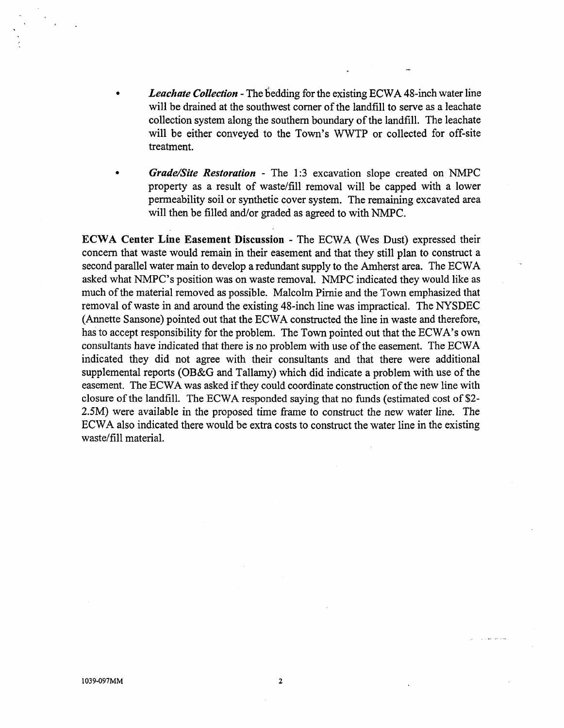- ***Leachate Collection*** - The bedding for the existing ECWA 48-inch water line will be drained at the southwest corner of the landfill to serve as a leachate collection system along the southern boundary of the landfill. The leachate will be either conveyed to the Town's WWTP or collected for off-site treatment.

- ***Grade/Site Restoration*** - The 1:3 excavation slope created on NMPC property as a result of waste/fill removal will be capped with a lower permeability soil or synthetic cover system. The remaining excavated area will then be filled and/or graded as agreed to with NMPC.

**ECWA Center Line Easement Discussion** - The ECWA (Wes Dust) expressed their concern that waste would remain in their easement and that they still plan to construct a second parallel water main to develop a redundant supply to the Amherst area. The ECWA asked what NMPC's position was on waste removal. NMPC indicated they would like as much of the material removed as possible. Malcolm Pirnie and the Town emphasized that removal of waste in and around the existing 48-inch line was impractical. The NYSDEC (Annette Sansone) pointed out that the ECWA constructed the line in waste and therefore, has to accept responsibility for the problem. The Town pointed out that the ECWA's own consultants have indicated that there is no problem with use of the easement. The ECWA indicated they did not agree with their consultants and that there were additional supplemental reports (OB&G and Tallamy) which did indicate a problem with use of the easement. The ECWA was asked if they could coordinate construction of the new line with closure of the landfill. The ECWA responded saying that no funds (estimated cost of $2-2.5M) were available in the proposed time frame to construct the new water line. The ECWA also indicated there would be extra costs to construct the water line in the existing waste/fill material.

1039-097MM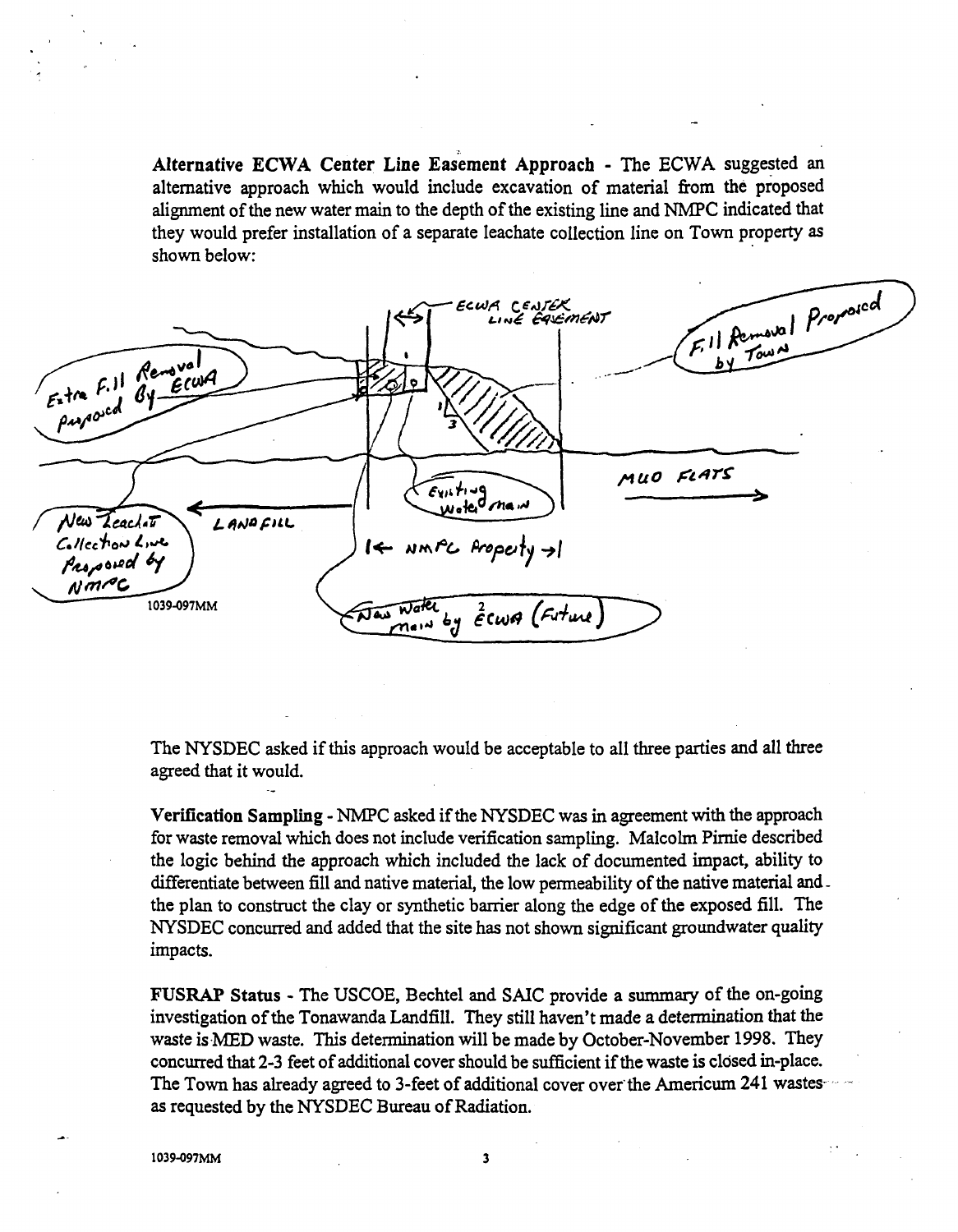**Alternative ECWA Center Line Easement Approach** - The ECWA suggested an alternative approach which would include excavation of material from the proposed alignment of the new water main to the depth of the existing line and NMPC indicated that they would prefer installation of a separate leachate collection line on Town property as shown below:

1039-097MM

The NYSDEC asked if this approach would be acceptable to all three parties and all three agreed that it would.

**Verification Sampling** - NMPC asked if the NYSDEC was in agreement with the approach for waste removal which does not include verification sampling. Malcolm Pirnie described the logic behind the approach which included the lack of documented impact, ability to differentiate between fill and native material, the low permeability of the native material and the plan to construct the clay or synthetic barrier along the edge of the exposed fill. The NYSDEC concurred and added that the site has not shown significant groundwater quality impacts.

**FUSRAP Status** - The USCOE, Bechtel and SAIC provide a summary of the on-going investigation of the Tonawanda Landfill. They still haven't made a determination that the waste is MED waste. This determination will be made by October-November 1998. They concurred that 2-3 feet of additional cover should be sufficient if the waste is closed in-place. The Town has already agreed to 3-feet of additional cover over the Americum 241 wastes as requested by the NYSDEC Bureau of Radiation.

1039-097MM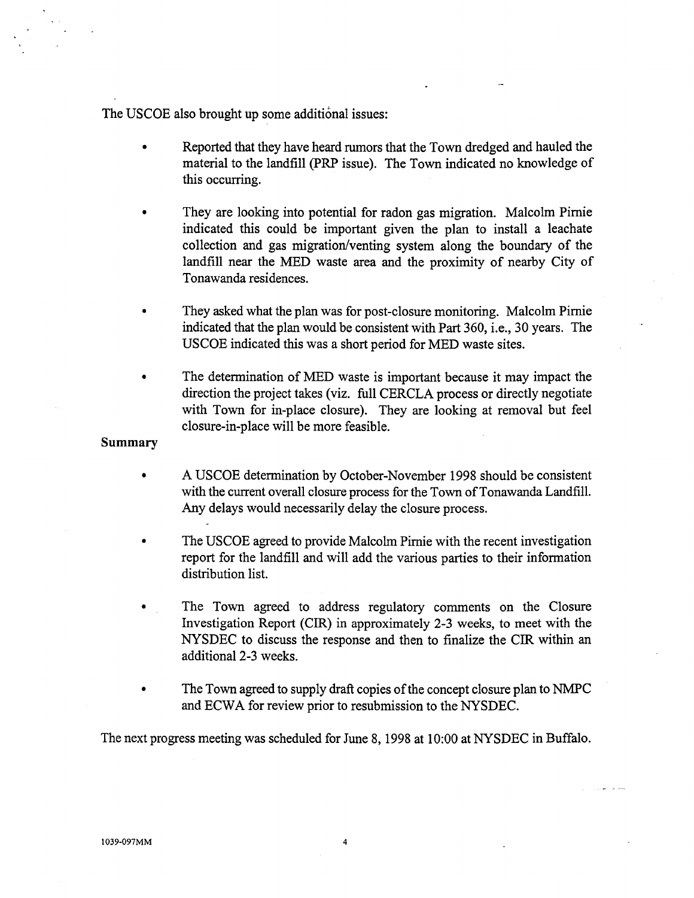The USCOE also brought up some additional issues:

- Reported that they have heard rumors that the Town dredged and hauled the material to the landfill (PRP issue). The Town indicated no knowledge of this occurring.

- They are looking into potential for radon gas migration. Malcolm Pirnie indicated this could be important given the plan to install a leachate collection and gas migration/venting system along the boundary of the landfill near the MED waste area and the proximity of nearby City of Tonawanda residences.

- They asked what the plan was for post-closure monitoring. Malcolm Pirnie indicated that the plan would be consistent with Part 360, i.e., 30 years. The USCOE indicated this was a short period for MED waste sites.

- The determination of MED waste is important because it may impact the direction the project takes (viz. full CERCLA process or directly negotiate with Town for in-place closure). They are looking at removal but feel closure-in-place will be more feasible.

**Summary**

- A USCOE determination by October-November 1998 should be consistent with the current overall closure process for the Town of Tonawanda Landfill. Any delays would necessarily delay the closure process.

- The USCOE agreed to provide Malcolm Pirnie with the recent investigation report for the landfill and will add the various parties to their information distribution list.

- The Town agreed to address regulatory comments on the Closure Investigation Report (CIR) in approximately 2-3 weeks, to meet with the NYSDEC to discuss the response and then to finalize the CIR within an additional 2-3 weeks.

- The Town agreed to supply draft copies of the concept closure plan to NMPC and ECWA for review prior to resubmission to the NYSDEC.

The next progress meeting was scheduled for June 8, 1998 at 10:00 at NYSDEC in Buffalo.

1039-097MM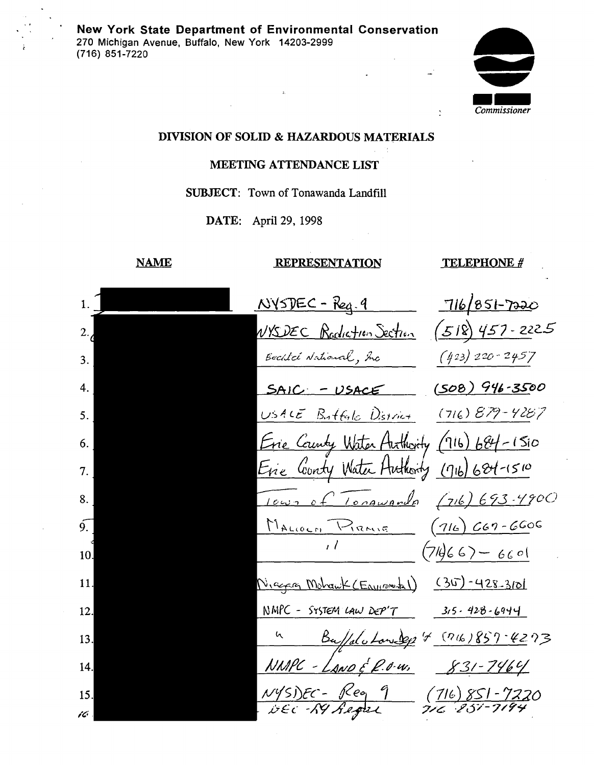**New York State Department of Environmental Conservation**
270 Michigan Avenue, Buffalo, New York 14203-2999
(716) 851-7220

*Commissioner*

# DIVISION OF SOLID & HAZARDOUS MATERIALS

## MEETING ATTENDANCE LIST

**SUBJECT:** Town of Tonawanda Landfill

**DATE:** April 29, 1998

| | NAME | REPRESENTATION | TELEPHONE # |
|---|---|---|---|
| 1. | | NYSDEC - Reg. 9 | 716/851-7220 |
| 2. | | NYSDEC Radiation Section | (518) 457-2225 |
| 3. | | Bechtel National, Inc | (423) 220-2457 |
| 4. | | SAIC - USACE | (508) 946-3500 |
| 5. | | USACE Buffalo District | (716) 879-4287 |
| 6. | | Erie County Water Authority | (716) 684-1510 |
| 7. | | Erie County Water Authority | (716) 684-1510 |
| 8. | | Town of Tonawanda | (716) 693-4900 |
| 9. | | Malcolm Pirnie | (716) 667-6606 |
| 10. | | " | (716) 667-6601 |
| 11. | | Niagara Mohawk (Environmental) | (315)-428-3101 |
| 12. | | NMPC - SYSTEM LAW DEP'T | 315-428-6944 |
| 13. | | " Buffalo Law Dep't | (716) 857-4273 |
| 14. | | NMPC - LAND & R.O.W. | 831-7464 |
| 15. | | NYSDEC - Reg 9 | (716) 851-7220 |
| 16. | | DEC - R9 Region | 716 851-7194 |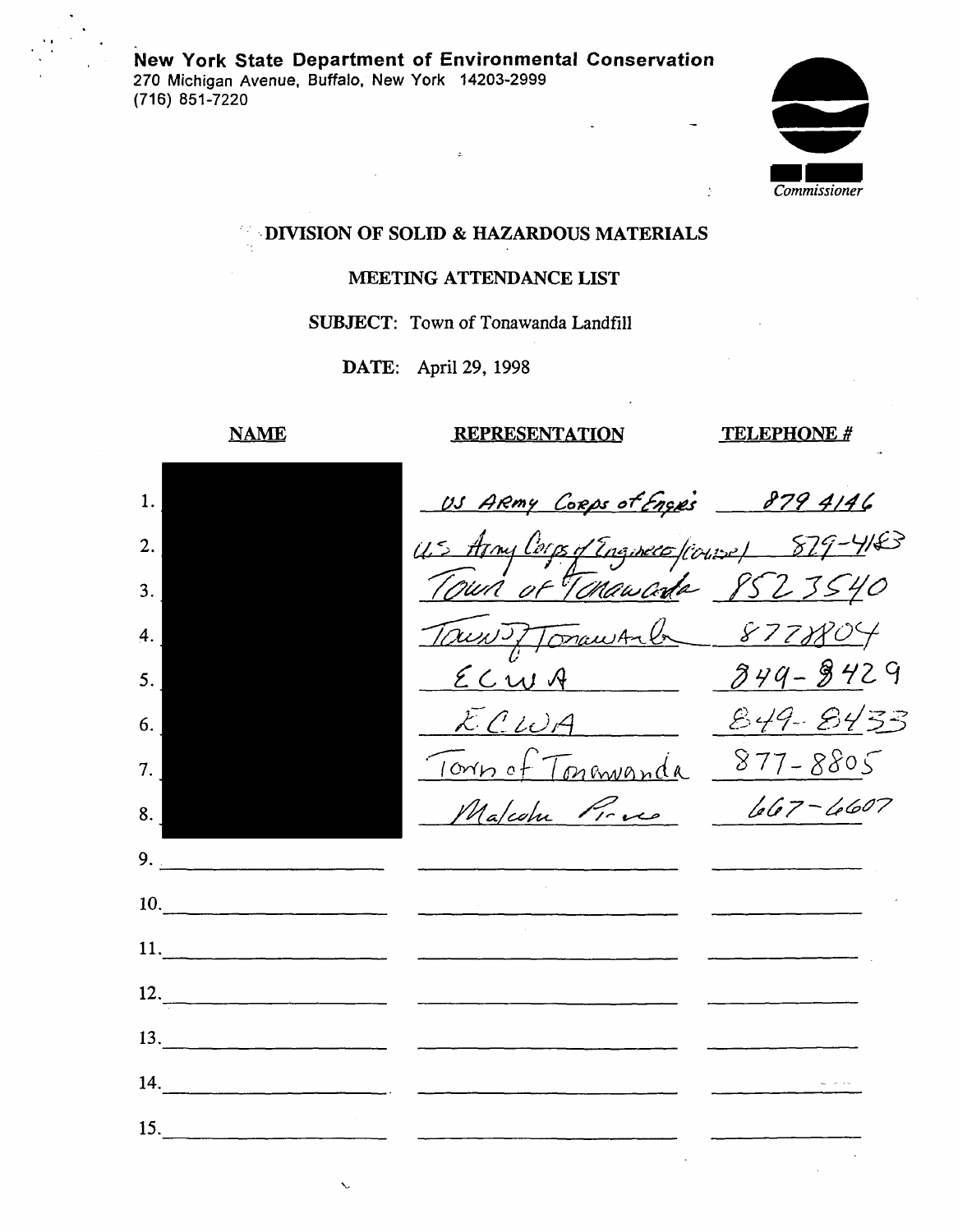New York State Department of Environmental Conservation
270 Michigan Avenue, Buffalo, New York 14203-2999
(716) 851-7220

*Commissioner*

## DIVISION OF SOLID & HAZARDOUS MATERIALS

## MEETING ATTENDANCE LIST

**SUBJECT:** Town of Tonawanda Landfill

**DATE:** April 29, 1998

| | NAME | REPRESENTATION | TELEPHONE # |
|---|---|---|---|
| 1. | | US Army Corps of Engrs | 879 4146 |
| 2. | | U.S. Army Corps of Engineers (Counsel) | 879-4183 |
| 3. | | Town of Tonawanda | 8523540 |
| 4. | | Town of Tonawanda | 8778804 |
| 5. | | ECWA | 849-8429 |
| 6. | | ECWA | 849-8433 |
| 7. | | Town of Tonawanda | 877-8805 |
| 8. | | Malcolm Pirnie | 667-6607 |
| 9. | | | |
| 10. | | | |
| 11. | | | |
| 12. | | | |
| 13. | | | |
| 14. | | | |
| 15. | | | |